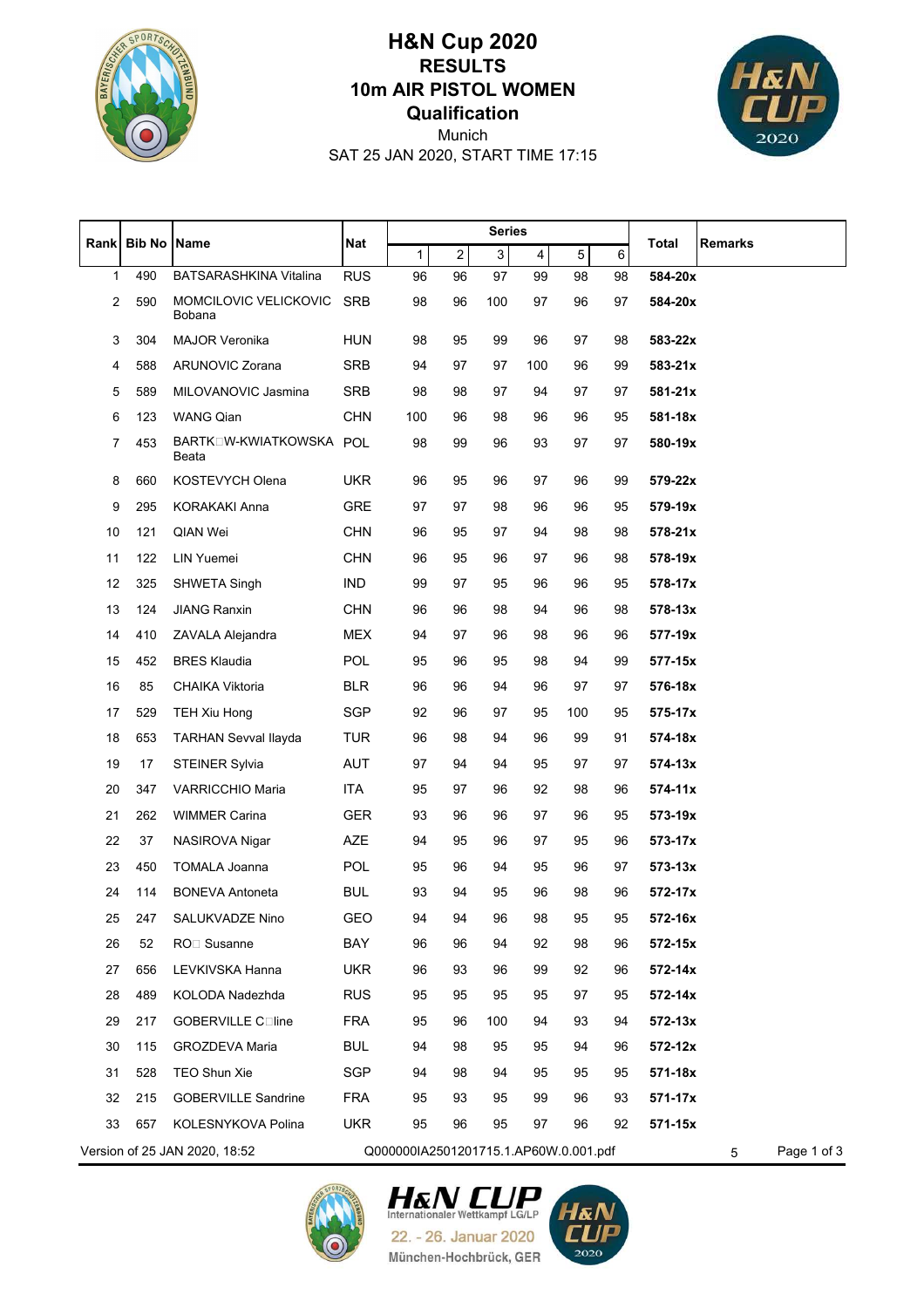# H&N Cup 2020

## RESULTS

## 10m AIR PISTOL WOMEN

### Qualification

Munich

SAT 25 JAN 2020, START TIME 17:15

| Rank | Bib No | Name | Nat | Series | | | | | | Total | Remarks |
|---|---|---|---|---|---|---|---|---|---|---|---|
| | | | | 1 | 2 | 3 | 4 | 5 | 6 | | |
| 1 | 490 | BATSARASHKINA Vitalina | RUS | 96 | 96 | 97 | 99 | 98 | 98 | **584-20x** | |
| 2 | 590 | MOMCILOVIC VELICKOVIC Bobana | SRB | 98 | 96 | 100 | 97 | 96 | 97 | **584-20x** | |
| 3 | 304 | MAJOR Veronika | HUN | 98 | 95 | 99 | 96 | 97 | 98 | **583-22x** | |
| 4 | 588 | ARUNOVIC Zorana | SRB | 94 | 97 | 97 | 100 | 96 | 99 | **583-21x** | |
| 5 | 589 | MILOVANOVIC Jasmina | SRB | 98 | 98 | 97 | 94 | 97 | 97 | **581-21x** | |
| 6 | 123 | WANG Qian | CHN | 100 | 96 | 98 | 96 | 96 | 95 | **581-18x** | |
| 7 | 453 | BARTK□W-KWIATKOWSKA Beata | POL | 98 | 99 | 96 | 93 | 97 | 97 | **580-19x** | |
| 8 | 660 | KOSTEVYCH Olena | UKR | 96 | 95 | 96 | 97 | 96 | 99 | **579-22x** | |
| 9 | 295 | KORAKAKI Anna | GRE | 97 | 97 | 98 | 96 | 96 | 95 | **579-19x** | |
| 10 | 121 | QIAN Wei | CHN | 96 | 95 | 97 | 94 | 98 | 98 | **578-21x** | |
| 11 | 122 | LIN Yuemei | CHN | 96 | 95 | 96 | 97 | 96 | 98 | **578-19x** | |
| 12 | 325 | SHWETA Singh | IND | 99 | 97 | 95 | 96 | 96 | 95 | **578-17x** | |
| 13 | 124 | JIANG Ranxin | CHN | 96 | 96 | 98 | 94 | 96 | 98 | **578-13x** | |
| 14 | 410 | ZAVALA Alejandra | MEX | 94 | 97 | 96 | 98 | 96 | 96 | **577-19x** | |
| 15 | 452 | BRES Klaudia | POL | 95 | 96 | 95 | 98 | 94 | 99 | **577-15x** | |
| 16 | 85 | CHAIKA Viktoria | BLR | 96 | 96 | 94 | 96 | 97 | 97 | **576-18x** | |
| 17 | 529 | TEH Xiu Hong | SGP | 92 | 96 | 97 | 95 | 100 | 95 | **575-17x** | |
| 18 | 653 | TARHAN Sevval Ilayda | TUR | 96 | 98 | 94 | 96 | 99 | 91 | **574-18x** | |
| 19 | 17 | STEINER Sylvia | AUT | 97 | 94 | 94 | 95 | 97 | 97 | **574-13x** | |
| 20 | 347 | VARRICCHIO Maria | ITA | 95 | 97 | 96 | 92 | 98 | 96 | **574-11x** | |
| 21 | 262 | WIMMER Carina | GER | 93 | 96 | 96 | 97 | 96 | 95 | **573-19x** | |
| 22 | 37 | NASIROVA Nigar | AZE | 94 | 95 | 96 | 97 | 95 | 96 | **573-17x** | |
| 23 | 450 | TOMALA Joanna | POL | 95 | 96 | 94 | 95 | 96 | 97 | **573-13x** | |
| 24 | 114 | BONEVA Antoneta | BUL | 93 | 94 | 95 | 96 | 98 | 96 | **572-17x** | |
| 25 | 247 | SALUKVADZE Nino | GEO | 94 | 94 | 96 | 98 | 95 | 95 | **572-16x** | |
| 26 | 52 | RO□ Susanne | BAY | 96 | 96 | 94 | 92 | 98 | 96 | **572-15x** | |
| 27 | 656 | LEVKIVSKA Hanna | UKR | 96 | 93 | 96 | 99 | 92 | 96 | **572-14x** | |
| 28 | 489 | KOLODA Nadezhda | RUS | 95 | 95 | 95 | 95 | 97 | 95 | **572-14x** | |
| 29 | 217 | GOBERVILLE C□line | FRA | 95 | 96 | 100 | 94 | 93 | 94 | **572-13x** | |
| 30 | 115 | GROZDEVA Maria | BUL | 94 | 98 | 95 | 95 | 94 | 96 | **572-12x** | |
| 31 | 528 | TEO Shun Xie | SGP | 94 | 98 | 94 | 95 | 95 | 95 | **571-18x** | |
| 32 | 215 | GOBERVILLE Sandrine | FRA | 95 | 93 | 95 | 99 | 96 | 93 | **571-17x** | |
| 33 | 657 | KOLESNYKOVA Polina | UKR | 95 | 96 | 95 | 97 | 96 | 92 | **571-15x** | |

Version of 25 JAN 2020, 18:52 Q000000IA2501201715.1.AP60W.0.001.pdf 5

H&N CUP Internationaler Wettkampf LG/LP
22. - 26. Januar 2020
München-Hochbrück, GER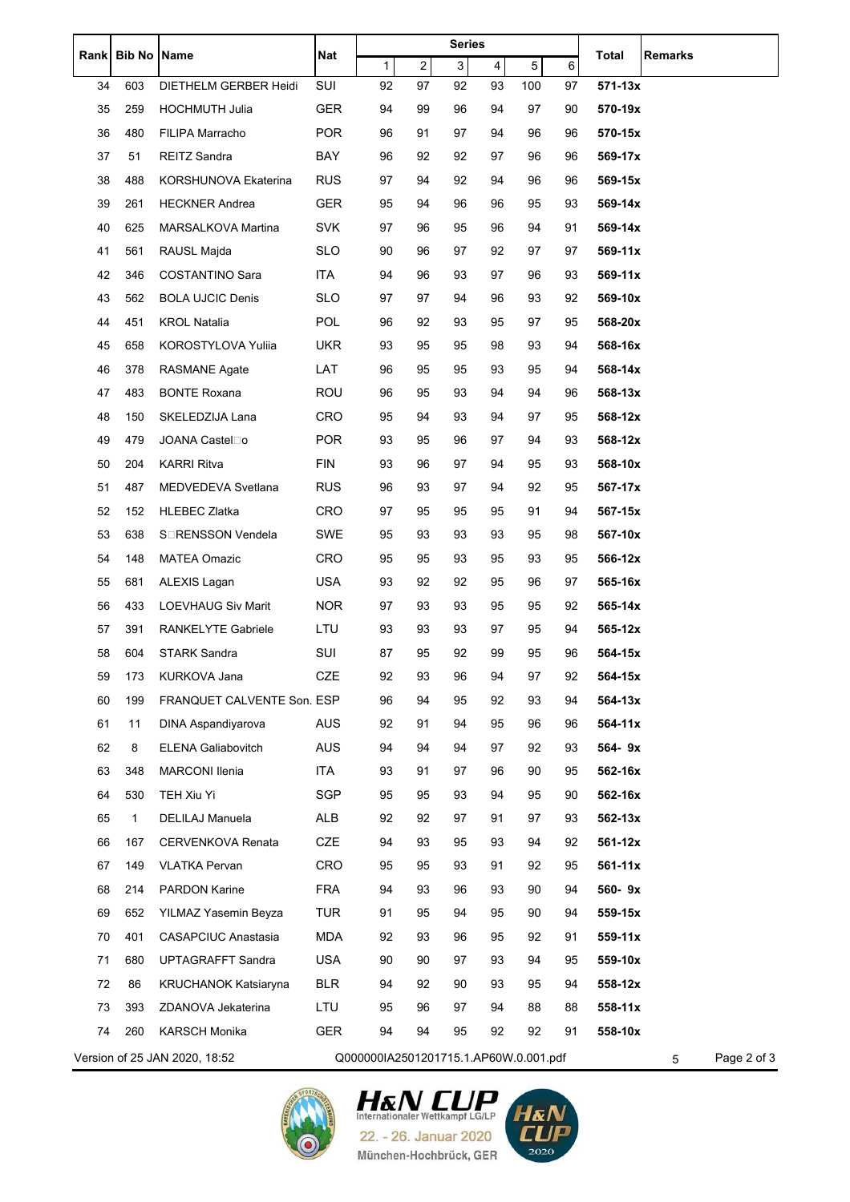| Rank | Bib No | Name | Nat | Series | | | | | | Total | Remarks |
|---|---|---|---|---|---|---|---|---|---|---|---|
| | | | | 1 | 2 | 3 | 4 | 5 | 6 | | |
| 34 | 603 | DIETHELM GERBER Heidi | SUI | 92 | 97 | 92 | 93 | 100 | 97 | **571-13x** | |
| 35 | 259 | HOCHMUTH Julia | GER | 94 | 99 | 96 | 94 | 97 | 90 | **570-19x** | |
| 36 | 480 | FILIPA Marracho | POR | 96 | 91 | 97 | 94 | 96 | 96 | **570-15x** | |
| 37 | 51 | REITZ Sandra | BAY | 96 | 92 | 92 | 97 | 96 | 96 | **569-17x** | |
| 38 | 488 | KORSHUNOVA Ekaterina | RUS | 97 | 94 | 92 | 94 | 96 | 96 | **569-15x** | |
| 39 | 261 | HECKNER Andrea | GER | 95 | 94 | 96 | 96 | 95 | 93 | **569-14x** | |
| 40 | 625 | MARSALKOVA Martina | SVK | 97 | 96 | 95 | 96 | 94 | 91 | **569-14x** | |
| 41 | 561 | RAUSL Majda | SLO | 90 | 96 | 97 | 92 | 97 | 97 | **569-11x** | |
| 42 | 346 | COSTANTINO Sara | ITA | 94 | 96 | 93 | 97 | 96 | 93 | **569-11x** | |
| 43 | 562 | BOLA UJCIC Denis | SLO | 97 | 97 | 94 | 96 | 93 | 92 | **569-10x** | |
| 44 | 451 | KROL Natalia | POL | 96 | 92 | 93 | 95 | 97 | 95 | **568-20x** | |
| 45 | 658 | KOROSTYLOVA Yuliia | UKR | 93 | 95 | 95 | 98 | 93 | 94 | **568-16x** | |
| 46 | 378 | RASMANE Agate | LAT | 96 | 95 | 95 | 93 | 95 | 94 | **568-14x** | |
| 47 | 483 | BONTE Roxana | ROU | 96 | 95 | 93 | 94 | 94 | 96 | **568-13x** | |
| 48 | 150 | SKELEDZIJA Lana | CRO | 95 | 94 | 93 | 94 | 97 | 95 | **568-12x** | |
| 49 | 479 | JOANA Castel□o | POR | 93 | 95 | 96 | 97 | 94 | 93 | **568-12x** | |
| 50 | 204 | KARRI Ritva | FIN | 93 | 96 | 97 | 94 | 95 | 93 | **568-10x** | |
| 51 | 487 | MEDVEDEVA Svetlana | RUS | 96 | 93 | 97 | 94 | 92 | 95 | **567-17x** | |
| 52 | 152 | HLEBEC Zlatka | CRO | 97 | 95 | 95 | 95 | 91 | 94 | **567-15x** | |
| 53 | 638 | S□RENSSON Vendela | SWE | 95 | 93 | 93 | 93 | 95 | 98 | **567-10x** | |
| 54 | 148 | MATEA Omazic | CRO | 95 | 95 | 93 | 95 | 93 | 95 | **566-12x** | |
| 55 | 681 | ALEXIS Lagan | USA | 93 | 92 | 92 | 95 | 96 | 97 | **565-16x** | |
| 56 | 433 | LOEVHAUG Siv Marit | NOR | 97 | 93 | 93 | 95 | 95 | 92 | **565-14x** | |
| 57 | 391 | RANKELYTE Gabriele | LTU | 93 | 93 | 93 | 97 | 95 | 94 | **565-12x** | |
| 58 | 604 | STARK Sandra | SUI | 87 | 95 | 92 | 99 | 95 | 96 | **564-15x** | |
| 59 | 173 | KURKOVA Jana | CZE | 92 | 93 | 96 | 94 | 97 | 92 | **564-15x** | |
| 60 | 199 | FRANQUET CALVENTE Son. | ESP | 96 | 94 | 95 | 92 | 93 | 94 | **564-13x** | |
| 61 | 11 | DINA Aspandiyarova | AUS | 92 | 91 | 94 | 95 | 96 | 96 | **564-11x** | |
| 62 | 8 | ELENA Galiabovitch | AUS | 94 | 94 | 94 | 97 | 92 | 93 | **564- 9x** | |
| 63 | 348 | MARCONI Ilenia | ITA | 93 | 91 | 97 | 96 | 90 | 95 | **562-16x** | |
| 64 | 530 | TEH Xiu Yi | SGP | 95 | 95 | 93 | 94 | 95 | 90 | **562-16x** | |
| 65 | 1 | DELILAJ Manuela | ALB | 92 | 92 | 97 | 91 | 97 | 93 | **562-13x** | |
| 66 | 167 | CERVENKOVA Renata | CZE | 94 | 93 | 95 | 93 | 94 | 92 | **561-12x** | |
| 67 | 149 | VLATKA Pervan | CRO | 95 | 95 | 93 | 91 | 92 | 95 | **561-11x** | |
| 68 | 214 | PARDON Karine | FRA | 94 | 93 | 96 | 93 | 90 | 94 | **560- 9x** | |
| 69 | 652 | YILMAZ Yasemin Beyza | TUR | 91 | 95 | 94 | 95 | 90 | 94 | **559-15x** | |
| 70 | 401 | CASAPCIUC Anastasia | MDA | 92 | 93 | 96 | 95 | 92 | 91 | **559-11x** | |
| 71 | 680 | UPTAGRAFFT Sandra | USA | 90 | 90 | 97 | 93 | 94 | 95 | **559-10x** | |
| 72 | 86 | KRUCHANOK Katsiaryna | BLR | 94 | 92 | 90 | 93 | 95 | 94 | **558-12x** | |
| 73 | 393 | ZDANOVA Jekaterina | LTU | 95 | 96 | 97 | 94 | 88 | 88 | **558-11x** | |
| 74 | 260 | KARSCH Monika | GER | 94 | 94 | 95 | 92 | 92 | 91 | **558-10x** | |

Version of 25 JAN 2020, 18:52    Q000000IA2501201715.1.AP60W.0.001.pdf    5

**H&N CUP**
Internationaler Wettkampf LG/LP
22. - 26. Januar 2020
München-Hochbrück, GER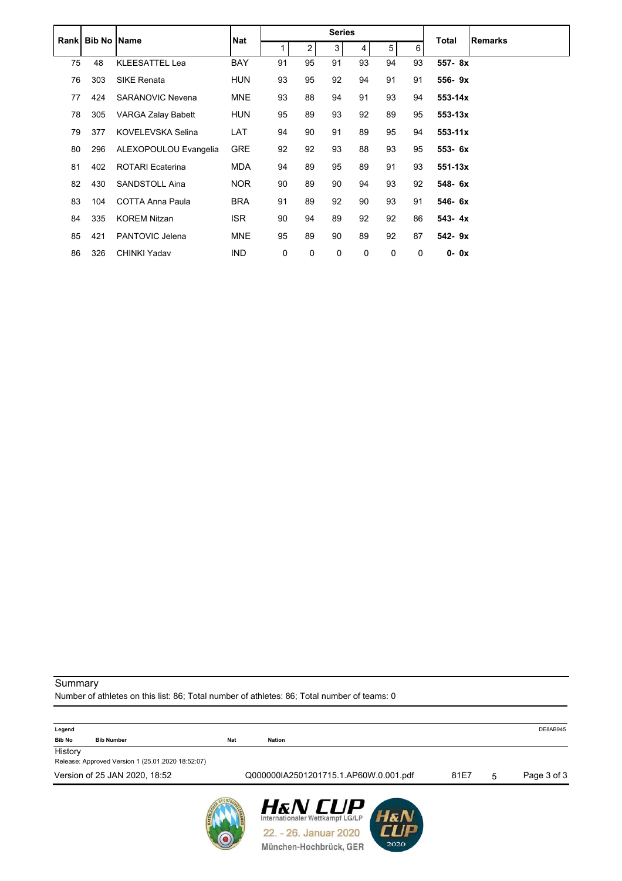| Rank | Bib No | Name | Nat | Series | | | | | | Total | Remarks |
|---|---|---|---|---|---|---|---|---|---|---|---|
| | | | | 1 | 2 | 3 | 4 | 5 | 6 | | |
| 75 | 48 | KLEESATTEL Lea | BAY | 91 | 95 | 91 | 93 | 94 | 93 | **557- 8x** | |
| 76 | 303 | SIKE Renata | HUN | 93 | 95 | 92 | 94 | 91 | 91 | **556- 9x** | |
| 77 | 424 | SARANOVIC Nevena | MNE | 93 | 88 | 94 | 91 | 93 | 94 | **553-14x** | |
| 78 | 305 | VARGA Zalay Babett | HUN | 95 | 89 | 93 | 92 | 89 | 95 | **553-13x** | |
| 79 | 377 | KOVELEVSKA Selina | LAT | 94 | 90 | 91 | 89 | 95 | 94 | **553-11x** | |
| 80 | 296 | ALEXOPOULOU Evangelia | GRE | 92 | 92 | 93 | 88 | 93 | 95 | **553- 6x** | |
| 81 | 402 | ROTARI Ecaterina | MDA | 94 | 89 | 95 | 89 | 91 | 93 | **551-13x** | |
| 82 | 430 | SANDSTOLL Aina | NOR | 90 | 89 | 90 | 94 | 93 | 92 | **548- 6x** | |
| 83 | 104 | COTTA Anna Paula | BRA | 91 | 89 | 92 | 90 | 93 | 91 | **546- 6x** | |
| 84 | 335 | KOREM Nitzan | ISR | 90 | 94 | 89 | 92 | 92 | 86 | **543- 4x** | |
| 85 | 421 | PANTOVIC Jelena | MNE | 95 | 89 | 90 | 89 | 92 | 87 | **542- 9x** | |
| 86 | 326 | CHINKI Yadav | IND | 0 | 0 | 0 | 0 | 0 | 0 | **0- 0x** | |

Summary

Number of athletes on this list: 86; Total number of athletes: 86; Total number of teams: 0

**Legend**

**Bib No** **Bib Number** **Nat** **Nation**

DE8AB945

History

Release: Approved Version 1 (25.01.2020 18:52:07)

Version of 25 JAN 2020, 18:52 Q000000IA2501201715.1.AP60W.0.001.pdf 81E7 5

H&N CUP Internationaler Wettkampf LG/LP

22. - 26. Januar 2020

München-Hochbrück, GER